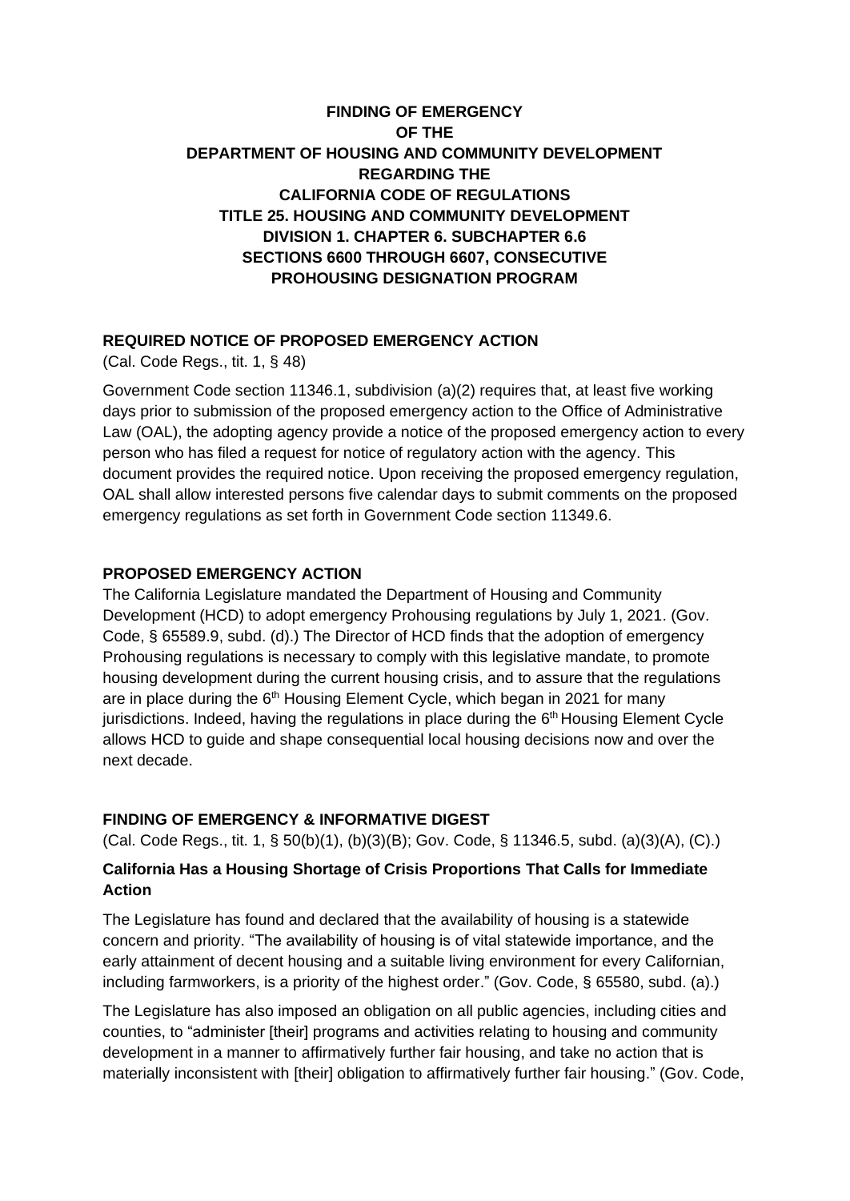# FINDING OF EMERGENCY OF THE DEPARTMENT OF HOUSING AND COMMUNITY DEVELOPMENT REGARDING THE CALIFORNIA CODE OF REGULATIONS TITLE 25. HOUSING AND COMMUNITY DEVELOPMENT DIVISION 1. CHAPTER 6. SUBCHAPTER 6.6 SECTIONS 6600 THROUGH 6607, CONSECUTIVE PROHOUSING DESIGNATION PROGRAM

## REQUIRED NOTICE OF PROPOSED EMERGENCY ACTION

(Cal. Code Regs., tit. 1, § 48)

Government Code section 11346.1, subdivision (a)(2) requires that, at least five working days prior to submission of the proposed emergency action to the Office of Administrative Law (OAL), the adopting agency provide a notice of the proposed emergency action to every person who has filed a request for notice of regulatory action with the agency. This document provides the required notice. Upon receiving the proposed emergency regulation, OAL shall allow interested persons five calendar days to submit comments on the proposed emergency regulations as set forth in Government Code section 11349.6.

## PROPOSED EMERGENCY ACTION

The California Legislature mandated the Department of Housing and Community Development (HCD) to adopt emergency Prohousing regulations by July 1, 2021. (Gov. Code, § 65589.9, subd. (d).) The Director of HCD finds that the adoption of emergency Prohousing regulations is necessary to comply with this legislative mandate, to promote housing development during the current housing crisis, and to assure that the regulations are in place during the 6th Housing Element Cycle, which began in 2021 for many jurisdictions. Indeed, having the regulations in place during the 6th Housing Element Cycle allows HCD to guide and shape consequential local housing decisions now and over the next decade.

## FINDING OF EMERGENCY & INFORMATIVE DIGEST

(Cal. Code Regs., tit. 1, § 50(b)(1), (b)(3)(B); Gov. Code, § 11346.5, subd. (a)(3)(A), (C).)

### California Has a Housing Shortage of Crisis Proportions That Calls for Immediate Action

The Legislature has found and declared that the availability of housing is a statewide concern and priority. "The availability of housing is of vital statewide importance, and the early attainment of decent housing and a suitable living environment for every Californian, including farmworkers, is a priority of the highest order." (Gov. Code, § 65580, subd. (a).)

The Legislature has also imposed an obligation on all public agencies, including cities and counties, to "administer [their] programs and activities relating to housing and community development in a manner to affirmatively further fair housing, and take no action that is materially inconsistent with [their] obligation to affirmatively further fair housing." (Gov. Code,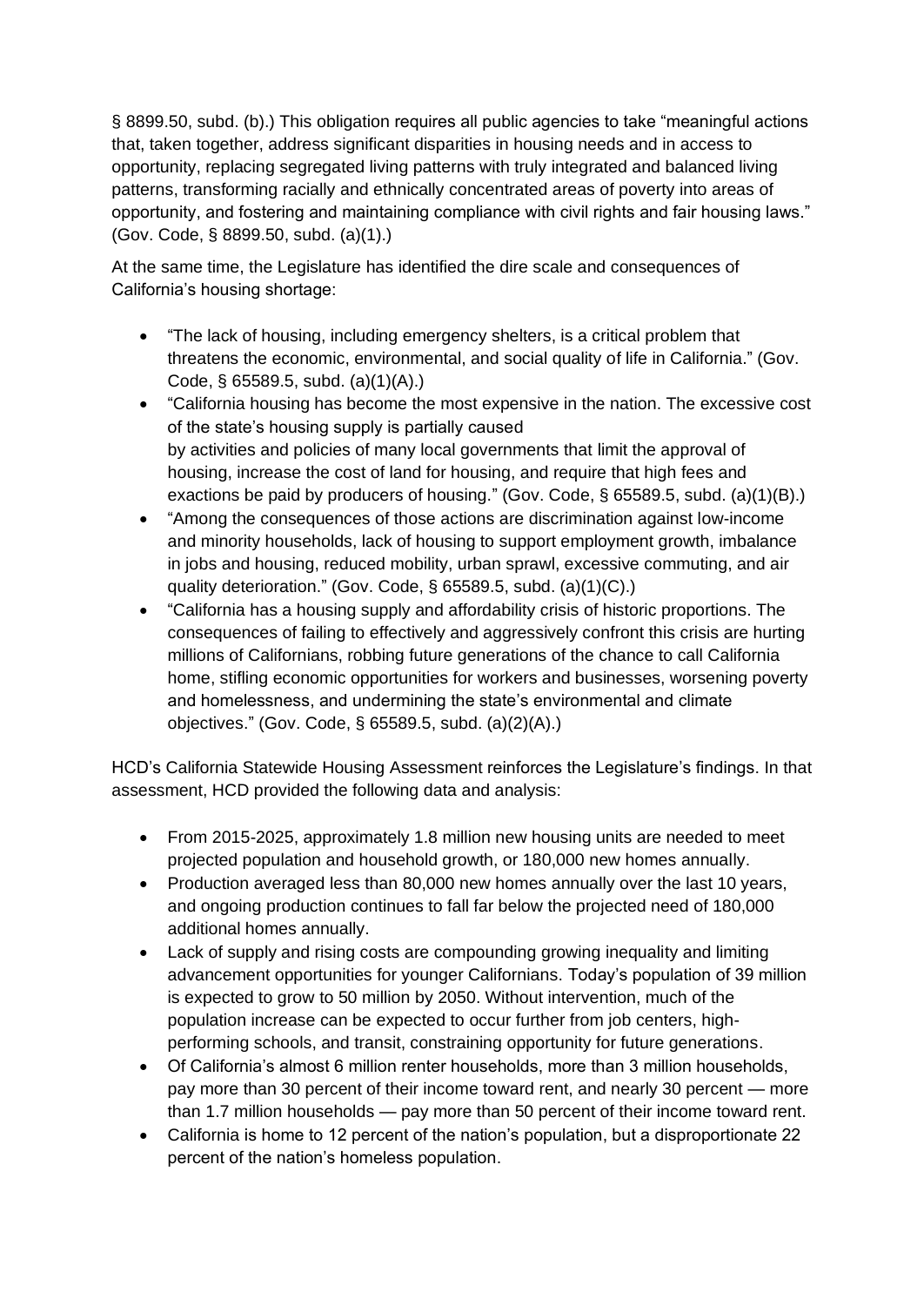§ 8899.50, subd. (b).) This obligation requires all public agencies to take "meaningful actions that, taken together, address significant disparities in housing needs and in access to opportunity, replacing segregated living patterns with truly integrated and balanced living patterns, transforming racially and ethnically concentrated areas of poverty into areas of opportunity, and fostering and maintaining compliance with civil rights and fair housing laws." (Gov. Code, § 8899.50, subd. (a)(1).)

At the same time, the Legislature has identified the dire scale and consequences of California's housing shortage:

- "The lack of housing, including emergency shelters, is a critical problem that threatens the economic, environmental, and social quality of life in California." (Gov. Code, § 65589.5, subd. (a)(1)(A).)
- "California housing has become the most expensive in the nation. The excessive cost of the state's housing supply is partially caused by activities and policies of many local governments that limit the approval of housing, increase the cost of land for housing, and require that high fees and exactions be paid by producers of housing." (Gov. Code, § 65589.5, subd. (a)(1)(B).)
- "Among the consequences of those actions are discrimination against low-income and minority households, lack of housing to support employment growth, imbalance in jobs and housing, reduced mobility, urban sprawl, excessive commuting, and air quality deterioration." (Gov. Code, § 65589.5, subd. (a)(1)(C).)
- "California has a housing supply and affordability crisis of historic proportions. The consequences of failing to effectively and aggressively confront this crisis are hurting millions of Californians, robbing future generations of the chance to call California home, stifling economic opportunities for workers and businesses, worsening poverty and homelessness, and undermining the state's environmental and climate objectives." (Gov. Code, § 65589.5, subd. (a)(2)(A).)

HCD's California Statewide Housing Assessment reinforces the Legislature's findings. In that assessment, HCD provided the following data and analysis:

- From 2015-2025, approximately 1.8 million new housing units are needed to meet projected population and household growth, or 180,000 new homes annually.
- Production averaged less than 80,000 new homes annually over the last 10 years, and ongoing production continues to fall far below the projected need of 180,000 additional homes annually.
- Lack of supply and rising costs are compounding growing inequality and limiting advancement opportunities for younger Californians. Today's population of 39 million is expected to grow to 50 million by 2050. Without intervention, much of the population increase can be expected to occur further from job centers, high-performing schools, and transit, constraining opportunity for future generations.
- Of California's almost 6 million renter households, more than 3 million households, pay more than 30 percent of their income toward rent, and nearly 30 percent — more than 1.7 million households — pay more than 50 percent of their income toward rent.
- California is home to 12 percent of the nation's population, but a disproportionate 22 percent of the nation's homeless population.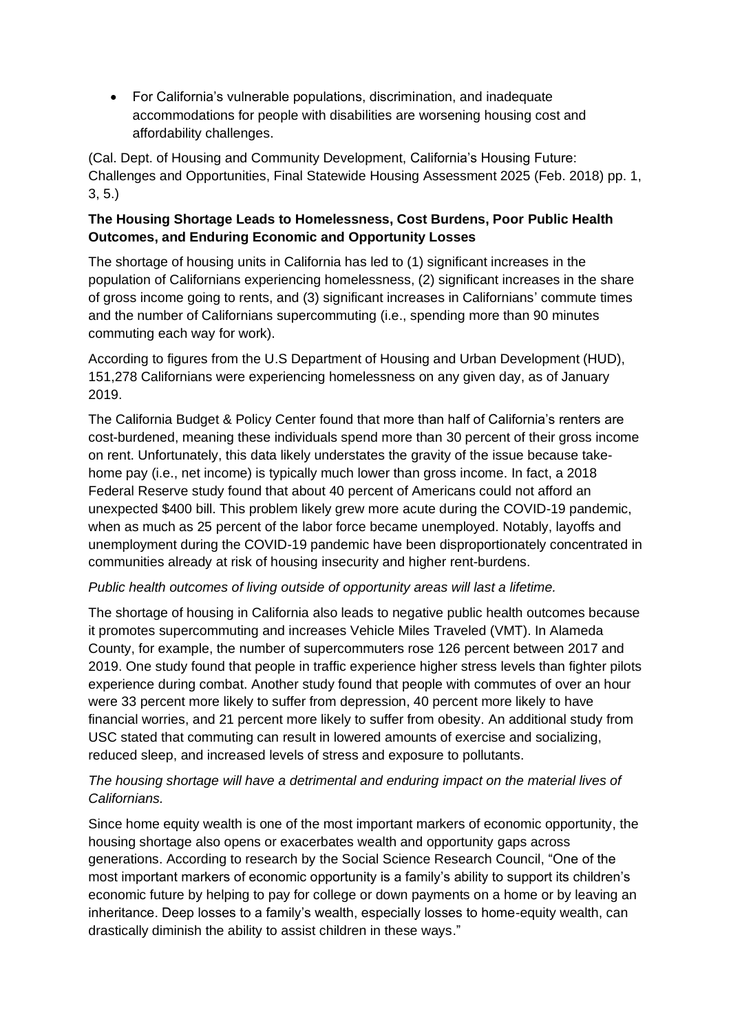- For California's vulnerable populations, discrimination, and inadequate accommodations for people with disabilities are worsening housing cost and affordability challenges.

(Cal. Dept. of Housing and Community Development, California's Housing Future: Challenges and Opportunities, Final Statewide Housing Assessment 2025 (Feb. 2018) pp. 1, 3, 5.)

**The Housing Shortage Leads to Homelessness, Cost Burdens, Poor Public Health Outcomes, and Enduring Economic and Opportunity Losses**

The shortage of housing units in California has led to (1) significant increases in the population of Californians experiencing homelessness, (2) significant increases in the share of gross income going to rents, and (3) significant increases in Californians' commute times and the number of Californians supercommuting (i.e., spending more than 90 minutes commuting each way for work).

According to figures from the U.S Department of Housing and Urban Development (HUD), 151,278 Californians were experiencing homelessness on any given day, as of January 2019.

The California Budget & Policy Center found that more than half of California's renters are cost-burdened, meaning these individuals spend more than 30 percent of their gross income on rent. Unfortunately, this data likely understates the gravity of the issue because take-home pay (i.e., net income) is typically much lower than gross income. In fact, a 2018 Federal Reserve study found that about 40 percent of Americans could not afford an unexpected $400 bill. This problem likely grew more acute during the COVID-19 pandemic, when as much as 25 percent of the labor force became unemployed. Notably, layoffs and unemployment during the COVID-19 pandemic have been disproportionately concentrated in communities already at risk of housing insecurity and higher rent-burdens.

*Public health outcomes of living outside of opportunity areas will last a lifetime.*

The shortage of housing in California also leads to negative public health outcomes because it promotes supercommuting and increases Vehicle Miles Traveled (VMT). In Alameda County, for example, the number of supercommuters rose 126 percent between 2017 and 2019. One study found that people in traffic experience higher stress levels than fighter pilots experience during combat. Another study found that people with commutes of over an hour were 33 percent more likely to suffer from depression, 40 percent more likely to have financial worries, and 21 percent more likely to suffer from obesity. An additional study from USC stated that commuting can result in lowered amounts of exercise and socializing, reduced sleep, and increased levels of stress and exposure to pollutants.

*The housing shortage will have a detrimental and enduring impact on the material lives of Californians.*

Since home equity wealth is one of the most important markers of economic opportunity, the housing shortage also opens or exacerbates wealth and opportunity gaps across generations. According to research by the Social Science Research Council, "One of the most important markers of economic opportunity is a family's ability to support its children's economic future by helping to pay for college or down payments on a home or by leaving an inheritance. Deep losses to a family's wealth, especially losses to home-equity wealth, can drastically diminish the ability to assist children in these ways."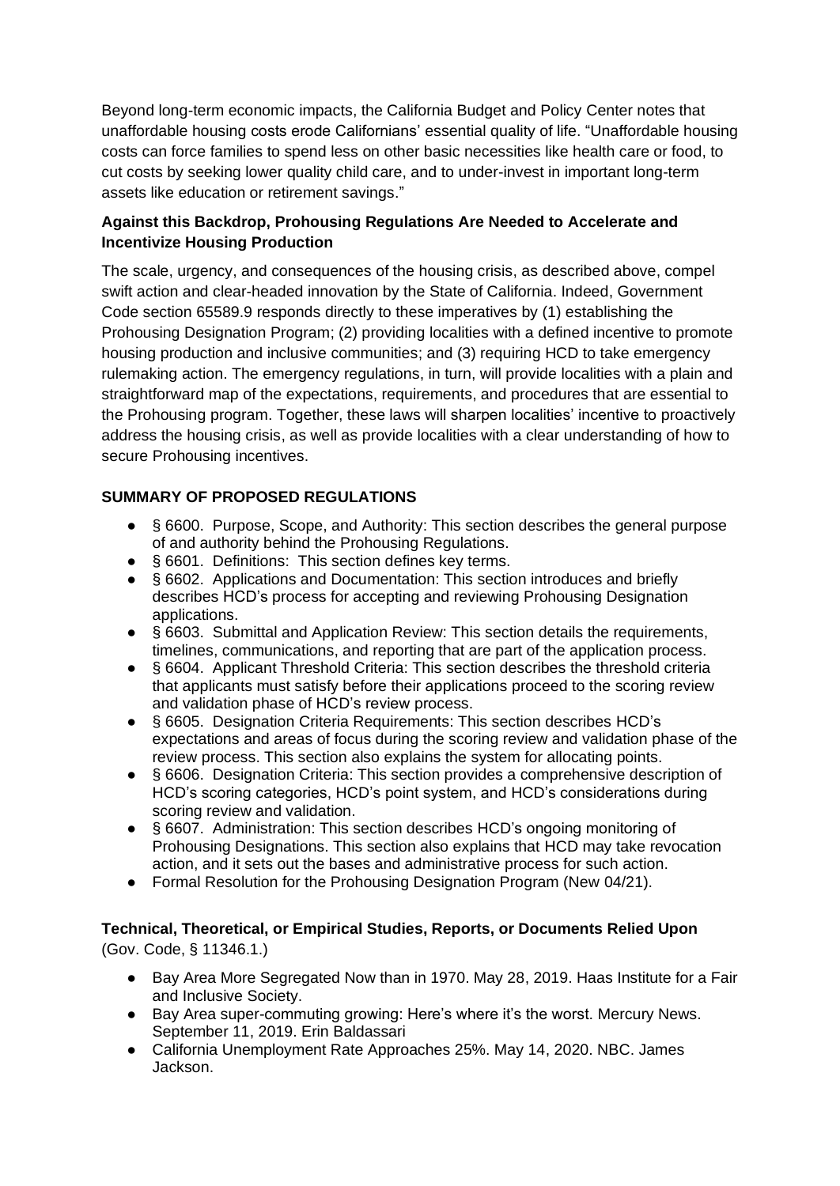Beyond long-term economic impacts, the California Budget and Policy Center notes that unaffordable housing costs erode Californians' essential quality of life. "Unaffordable housing costs can force families to spend less on other basic necessities like health care or food, to cut costs by seeking lower quality child care, and to under-invest in important long-term assets like education or retirement savings."

**Against this Backdrop, Prohousing Regulations Are Needed to Accelerate and Incentivize Housing Production**

The scale, urgency, and consequences of the housing crisis, as described above, compel swift action and clear-headed innovation by the State of California. Indeed, Government Code section 65589.9 responds directly to these imperatives by (1) establishing the Prohousing Designation Program; (2) providing localities with a defined incentive to promote housing production and inclusive communities; and (3) requiring HCD to take emergency rulemaking action. The emergency regulations, in turn, will provide localities with a plain and straightforward map of the expectations, requirements, and procedures that are essential to the Prohousing program. Together, these laws will sharpen localities' incentive to proactively address the housing crisis, as well as provide localities with a clear understanding of how to secure Prohousing incentives.

**SUMMARY OF PROPOSED REGULATIONS**

- § 6600. Purpose, Scope, and Authority: This section describes the general purpose of and authority behind the Prohousing Regulations.
- § 6601. Definitions: This section defines key terms.
- § 6602. Applications and Documentation: This section introduces and briefly describes HCD's process for accepting and reviewing Prohousing Designation applications.
- § 6603. Submittal and Application Review: This section details the requirements, timelines, communications, and reporting that are part of the application process.
- § 6604. Applicant Threshold Criteria: This section describes the threshold criteria that applicants must satisfy before their applications proceed to the scoring review and validation phase of HCD's review process.
- § 6605. Designation Criteria Requirements: This section describes HCD's expectations and areas of focus during the scoring review and validation phase of the review process. This section also explains the system for allocating points.
- § 6606. Designation Criteria: This section provides a comprehensive description of HCD's scoring categories, HCD's point system, and HCD's considerations during scoring review and validation.
- § 6607. Administration: This section describes HCD's ongoing monitoring of Prohousing Designations. This section also explains that HCD may take revocation action, and it sets out the bases and administrative process for such action.
- Formal Resolution for the Prohousing Designation Program (New 04/21).

**Technical, Theoretical, or Empirical Studies, Reports, or Documents Relied Upon**
(Gov. Code, § 11346.1.)

- Bay Area More Segregated Now than in 1970. May 28, 2019. Haas Institute for a Fair and Inclusive Society.
- Bay Area super-commuting growing: Here's where it's the worst. Mercury News. September 11, 2019. Erin Baldassari
- California Unemployment Rate Approaches 25%. May 14, 2020. NBC. James Jackson.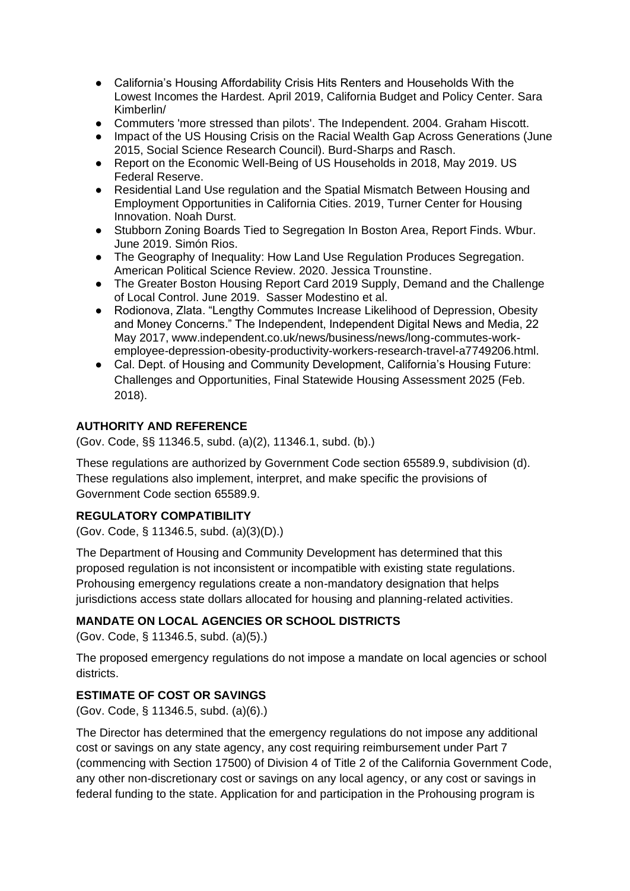- California's Housing Affordability Crisis Hits Renters and Households With the Lowest Incomes the Hardest. April 2019, California Budget and Policy Center. Sara Kimberlin/
- Commuters 'more stressed than pilots'. The Independent. 2004. Graham Hiscott.
- Impact of the US Housing Crisis on the Racial Wealth Gap Across Generations (June 2015, Social Science Research Council). Burd-Sharps and Rasch.
- Report on the Economic Well-Being of US Households in 2018, May 2019. US Federal Reserve.
- Residential Land Use regulation and the Spatial Mismatch Between Housing and Employment Opportunities in California Cities. 2019, Turner Center for Housing Innovation. Noah Durst.
- Stubborn Zoning Boards Tied to Segregation In Boston Area, Report Finds. Wbur. June 2019. Simón Rios.
- The Geography of Inequality: How Land Use Regulation Produces Segregation. American Political Science Review. 2020. Jessica Trounstine.
- The Greater Boston Housing Report Card 2019 Supply, Demand and the Challenge of Local Control. June 2019. Sasser Modestino et al.
- Rodionova, Zlata. "Lengthy Commutes Increase Likelihood of Depression, Obesity and Money Concerns." The Independent, Independent Digital News and Media, 22 May 2017, www.independent.co.uk/news/business/news/long-commutes-work-employee-depression-obesity-productivity-workers-research-travel-a7749206.html.
- Cal. Dept. of Housing and Community Development, California's Housing Future: Challenges and Opportunities, Final Statewide Housing Assessment 2025 (Feb. 2018).

**AUTHORITY AND REFERENCE**

(Gov. Code, §§ 11346.5, subd. (a)(2), 11346.1, subd. (b).)

These regulations are authorized by Government Code section 65589.9, subdivision (d). These regulations also implement, interpret, and make specific the provisions of Government Code section 65589.9.

**REGULATORY COMPATIBILITY**

(Gov. Code, § 11346.5, subd. (a)(3)(D).)

The Department of Housing and Community Development has determined that this proposed regulation is not inconsistent or incompatible with existing state regulations. Prohousing emergency regulations create a non-mandatory designation that helps jurisdictions access state dollars allocated for housing and planning-related activities.

**MANDATE ON LOCAL AGENCIES OR SCHOOL DISTRICTS**

(Gov. Code, § 11346.5, subd. (a)(5).)

The proposed emergency regulations do not impose a mandate on local agencies or school districts.

**ESTIMATE OF COST OR SAVINGS**

(Gov. Code, § 11346.5, subd. (a)(6).)

The Director has determined that the emergency regulations do not impose any additional cost or savings on any state agency, any cost requiring reimbursement under Part 7 (commencing with Section 17500) of Division 4 of Title 2 of the California Government Code, any other non-discretionary cost or savings on any local agency, or any cost or savings in federal funding to the state. Application for and participation in the Prohousing program is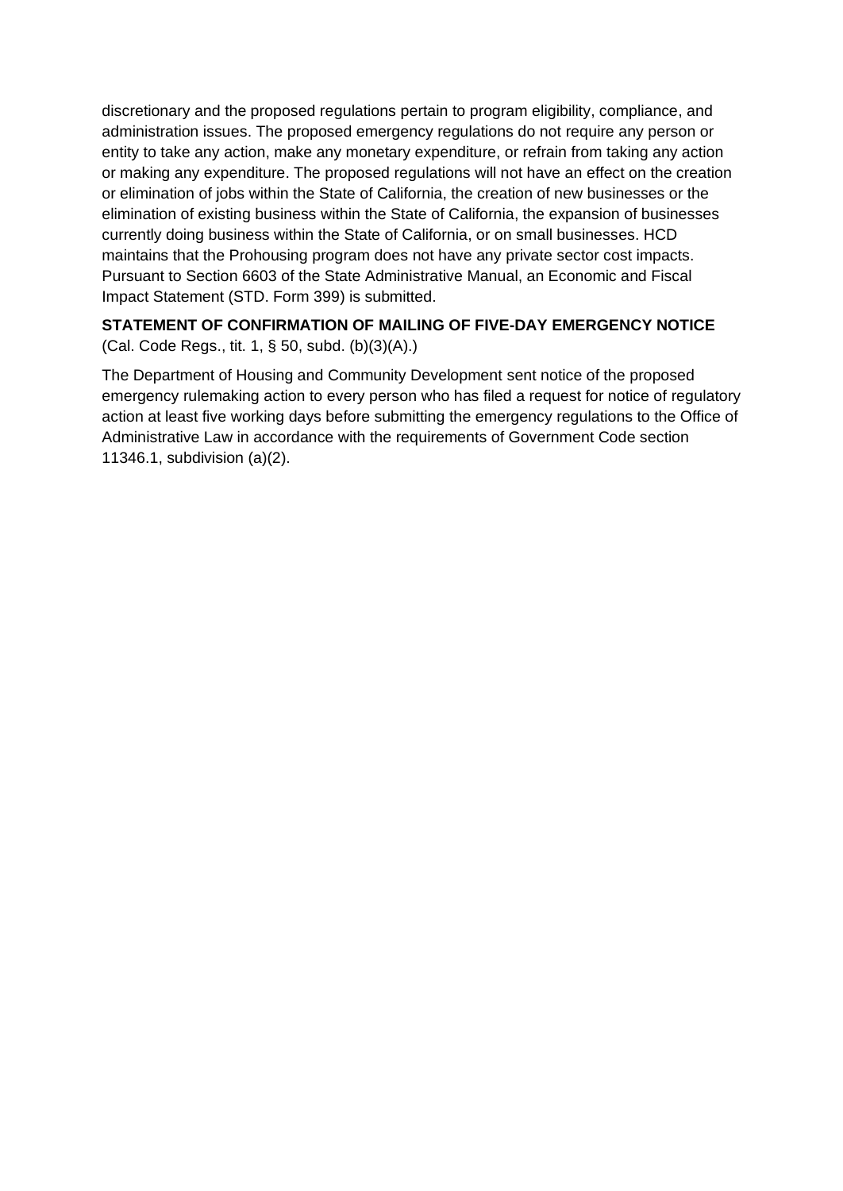discretionary and the proposed regulations pertain to program eligibility, compliance, and administration issues. The proposed emergency regulations do not require any person or entity to take any action, make any monetary expenditure, or refrain from taking any action or making any expenditure. The proposed regulations will not have an effect on the creation or elimination of jobs within the State of California, the creation of new businesses or the elimination of existing business within the State of California, the expansion of businesses currently doing business within the State of California, or on small businesses. HCD maintains that the Prohousing program does not have any private sector cost impacts. Pursuant to Section 6603 of the State Administrative Manual, an Economic and Fiscal Impact Statement (STD. Form 399) is submitted.

**STATEMENT OF CONFIRMATION OF MAILING OF FIVE-DAY EMERGENCY NOTICE**
(Cal. Code Regs., tit. 1, § 50, subd. (b)(3)(A).)

The Department of Housing and Community Development sent notice of the proposed emergency rulemaking action to every person who has filed a request for notice of regulatory action at least five working days before submitting the emergency regulations to the Office of Administrative Law in accordance with the requirements of Government Code section 11346.1, subdivision (a)(2).